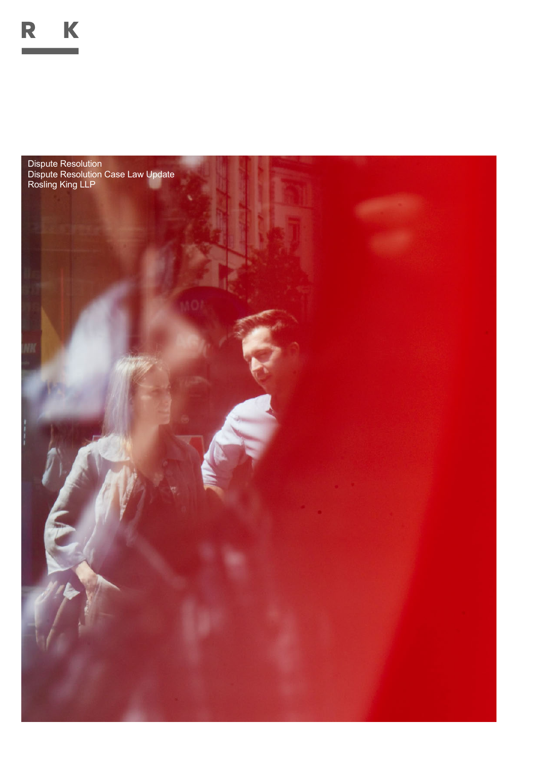R K

Dispute Resolution
Dispute Resolution Case Law Update
Rosling King LLP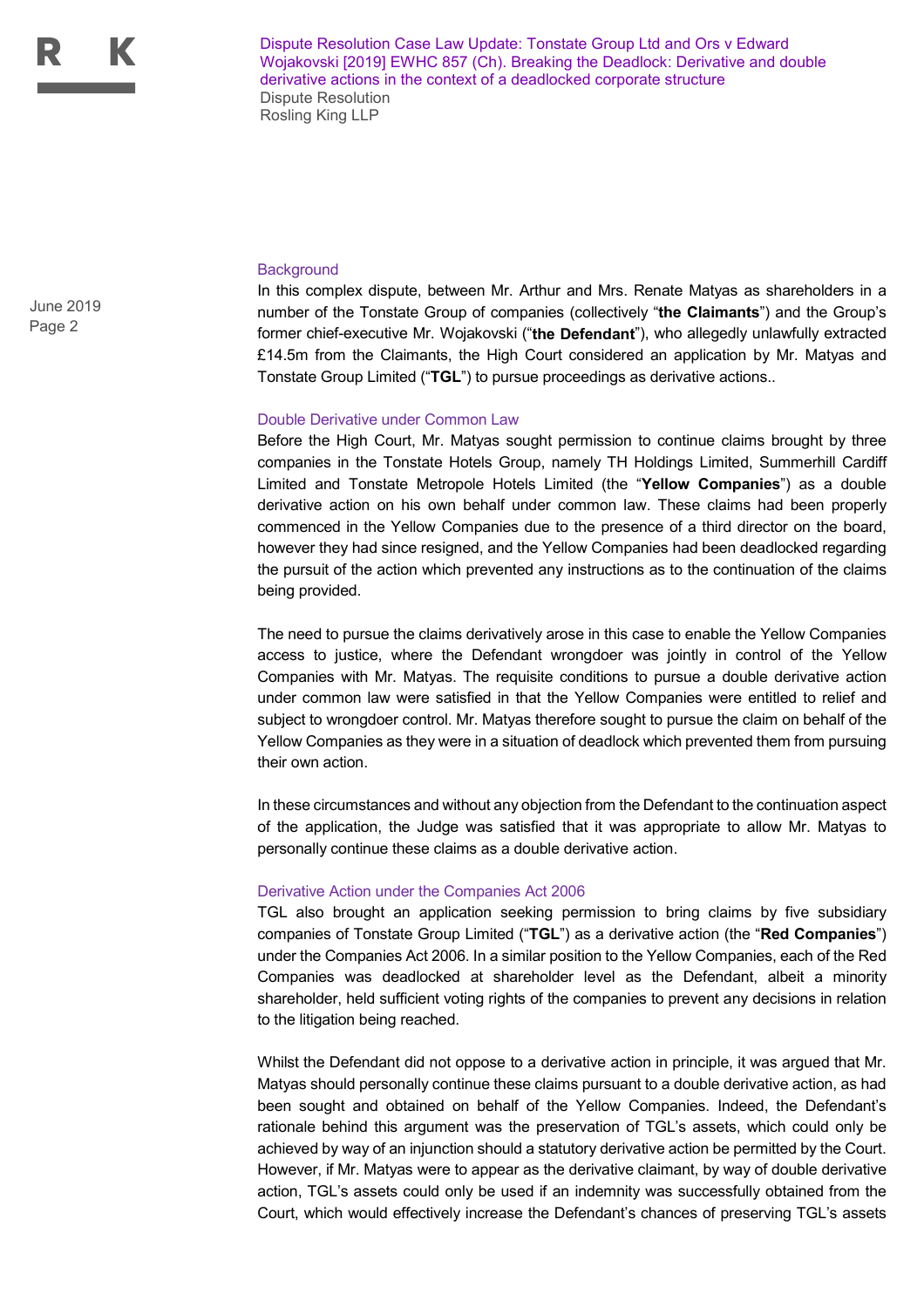## Background

In this complex dispute, between Mr. Arthur and Mrs. Renate Matyas as shareholders in a number of the Tonstate Group of companies (collectively "**the Claimants**") and the Group's former chief-executive Mr. Wojakovski ("**the Defendant**"), who allegedly unlawfully extracted £14.5m from the Claimants, the High Court considered an application by Mr. Matyas and Tonstate Group Limited ("**TGL**") to pursue proceedings as derivative actions..

## Double Derivative under Common Law

Before the High Court, Mr. Matyas sought permission to continue claims brought by three companies in the Tonstate Hotels Group, namely TH Holdings Limited, Summerhill Cardiff Limited and Tonstate Metropole Hotels Limited (the "**Yellow Companies**") as a double derivative action on his own behalf under common law. These claims had been properly commenced in the Yellow Companies due to the presence of a third director on the board, however they had since resigned, and the Yellow Companies had been deadlocked regarding the pursuit of the action which prevented any instructions as to the continuation of the claims being provided.

The need to pursue the claims derivatively arose in this case to enable the Yellow Companies access to justice, where the Defendant wrongdoer was jointly in control of the Yellow Companies with Mr. Matyas. The requisite conditions to pursue a double derivative action under common law were satisfied in that the Yellow Companies were entitled to relief and subject to wrongdoer control. Mr. Matyas therefore sought to pursue the claim on behalf of the Yellow Companies as they were in a situation of deadlock which prevented them from pursuing their own action.

In these circumstances and without any objection from the Defendant to the continuation aspect of the application, the Judge was satisfied that it was appropriate to allow Mr. Matyas to personally continue these claims as a double derivative action.

## Derivative Action under the Companies Act 2006

TGL also brought an application seeking permission to bring claims by five subsidiary companies of Tonstate Group Limited ("**TGL**") as a derivative action (the "**Red Companies**") under the Companies Act 2006. In a similar position to the Yellow Companies, each of the Red Companies was deadlocked at shareholder level as the Defendant, albeit a minority shareholder, held sufficient voting rights of the companies to prevent any decisions in relation to the litigation being reached.

Whilst the Defendant did not oppose to a derivative action in principle, it was argued that Mr. Matyas should personally continue these claims pursuant to a double derivative action, as had been sought and obtained on behalf of the Yellow Companies. Indeed, the Defendant's rationale behind this argument was the preservation of TGL's assets, which could only be achieved by way of an injunction should a statutory derivative action be permitted by the Court. However, if Mr. Matyas were to appear as the derivative claimant, by way of double derivative action, TGL's assets could only be used if an indemnity was successfully obtained from the Court, which would effectively increase the Defendant's chances of preserving TGL's assets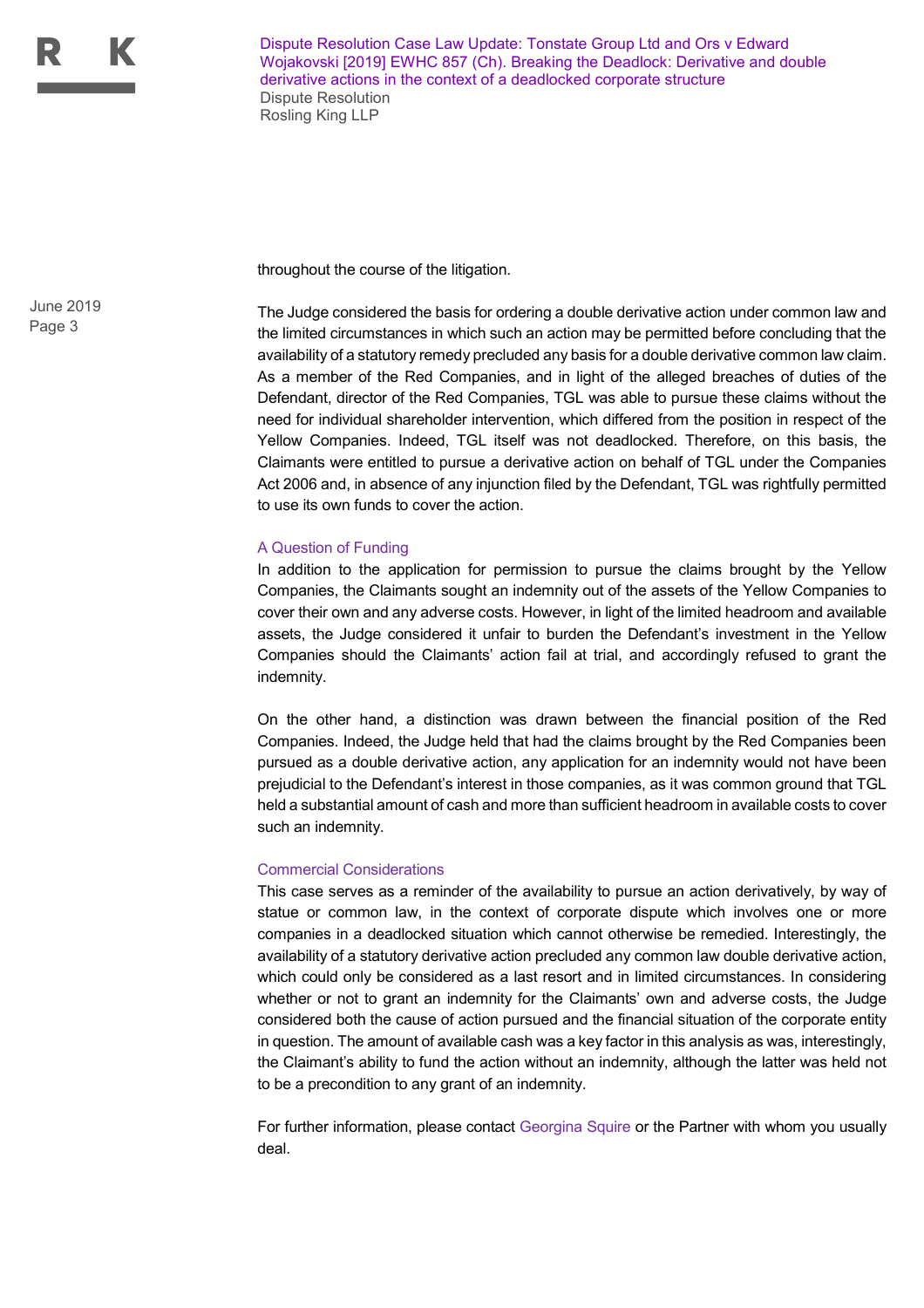throughout the course of the litigation.

The Judge considered the basis for ordering a double derivative action under common law and the limited circumstances in which such an action may be permitted before concluding that the availability of a statutory remedy precluded any basis for a double derivative common law claim. As a member of the Red Companies, and in light of the alleged breaches of duties of the Defendant, director of the Red Companies, TGL was able to pursue these claims without the need for individual shareholder intervention, which differed from the position in respect of the Yellow Companies. Indeed, TGL itself was not deadlocked. Therefore, on this basis, the Claimants were entitled to pursue a derivative action on behalf of TGL under the Companies Act 2006 and, in absence of any injunction filed by the Defendant, TGL was rightfully permitted to use its own funds to cover the action.

### A Question of Funding

In addition to the application for permission to pursue the claims brought by the Yellow Companies, the Claimants sought an indemnity out of the assets of the Yellow Companies to cover their own and any adverse costs. However, in light of the limited headroom and available assets, the Judge considered it unfair to burden the Defendant's investment in the Yellow Companies should the Claimants' action fail at trial, and accordingly refused to grant the indemnity.

On the other hand, a distinction was drawn between the financial position of the Red Companies. Indeed, the Judge held that had the claims brought by the Red Companies been pursued as a double derivative action, any application for an indemnity would not have been prejudicial to the Defendant's interest in those companies, as it was common ground that TGL held a substantial amount of cash and more than sufficient headroom in available costs to cover such an indemnity.

### Commercial Considerations

This case serves as a reminder of the availability to pursue an action derivatively, by way of statue or common law, in the context of corporate dispute which involves one or more companies in a deadlocked situation which cannot otherwise be remedied. Interestingly, the availability of a statutory derivative action precluded any common law double derivative action, which could only be considered as a last resort and in limited circumstances. In considering whether or not to grant an indemnity for the Claimants' own and adverse costs, the Judge considered both the cause of action pursued and the financial situation of the corporate entity in question. The amount of available cash was a key factor in this analysis as was, interestingly, the Claimant's ability to fund the action without an indemnity, although the latter was held not to be a precondition to any grant of an indemnity.

For further information, please contact Georgina Squire or the Partner with whom you usually deal.